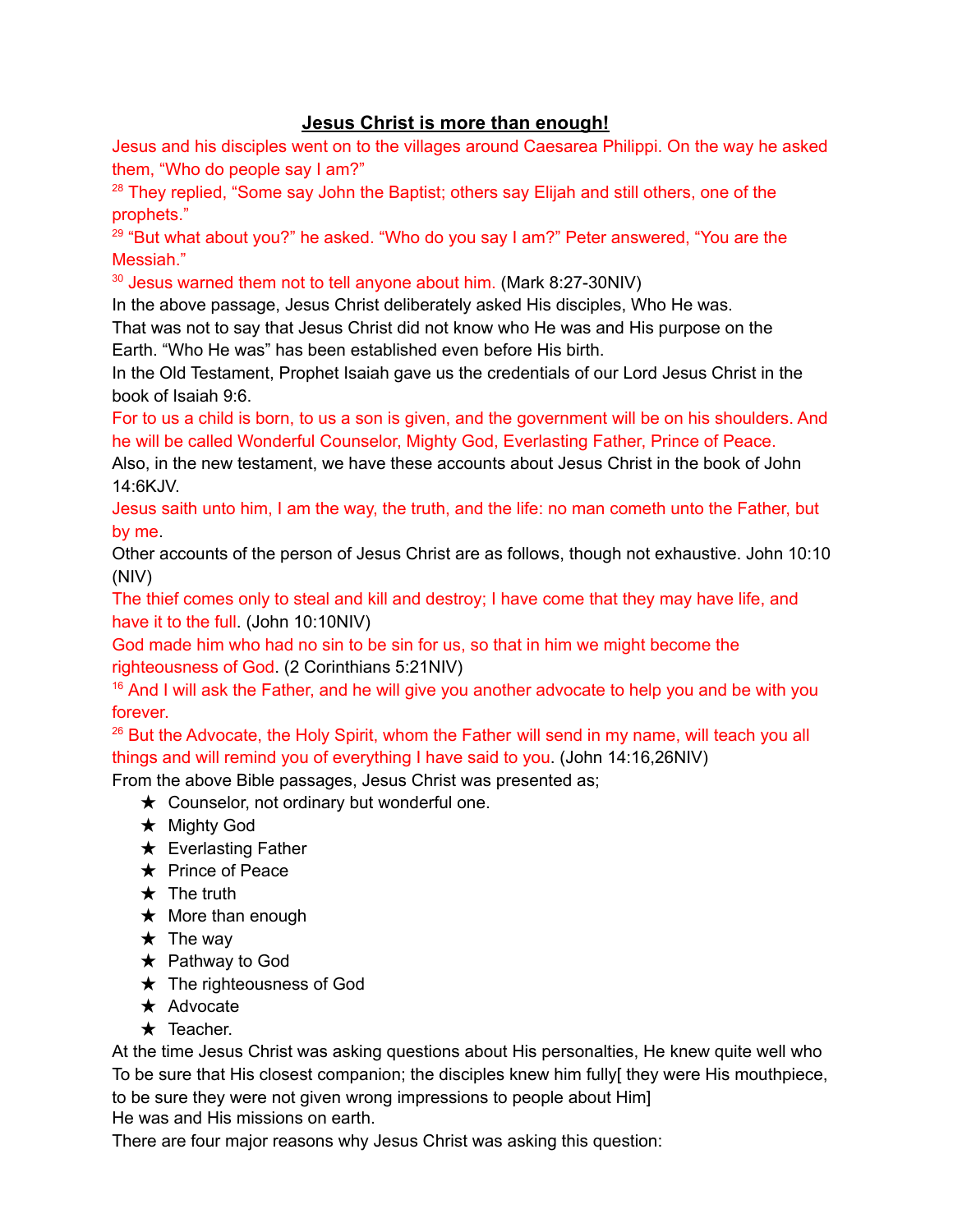# **Jesus Christ is more than enough!**

Jesus and his disciples went on to the villages around Caesarea Philippi. On the way he asked them, "Who do people say I am?"

[28] They replied, "Some say John the Baptist; others say Elijah and still others, one of the prophets."

[29] "But what about you?" he asked. "Who do you say I am?" Peter answered, "You are the Messiah."

[30] Jesus warned them not to tell anyone about him. (Mark 8:27-30NIV)

In the above passage, Jesus Christ deliberately asked His disciples, Who He was.

That was not to say that Jesus Christ did not know who He was and His purpose on the Earth. "Who He was" has been established even before His birth.

In the Old Testament, Prophet Isaiah gave us the credentials of our Lord Jesus Christ in the book of Isaiah 9:6.

For to us a child is born, to us a son is given, and the government will be on his shoulders. And he will be called Wonderful Counselor, Mighty God, Everlasting Father, Prince of Peace.

Also, in the new testament, we have these accounts about Jesus Christ in the book of John 14:6KJV.

Jesus saith unto him, I am the way, the truth, and the life: no man cometh unto the Father, but by me.

Other accounts of the person of Jesus Christ are as follows, though not exhaustive. John 10:10 (NIV)

The thief comes only to steal and kill and destroy; I have come that they may have life, and have it to the full. (John 10:10NIV)

God made him who had no sin to be sin for us, so that in him we might become the righteousness of God. (2 Corinthians 5:21NIV)

[16] And I will ask the Father, and he will give you another advocate to help you and be with you forever.

[26] But the Advocate, the Holy Spirit, whom the Father will send in my name, will teach you all things and will remind you of everything I have said to you. (John 14:16,26NIV)

From the above Bible passages, Jesus Christ was presented as;

- ★ Counselor, not ordinary but wonderful one.
- ★ Mighty God
- ★ Everlasting Father
- ★ Prince of Peace
- ★ The truth
- ★ More than enough
- ★ The way
- ★ Pathway to God
- ★ The righteousness of God
- ★ Advocate
- ★ Teacher.

At the time Jesus Christ was asking questions about His personalties, He knew quite well who To be sure that His closest companion; the disciples knew him fully[ they were His mouthpiece, to be sure they were not given wrong impressions to people about Him]
He was and His missions on earth.

There are four major reasons why Jesus Christ was asking this question: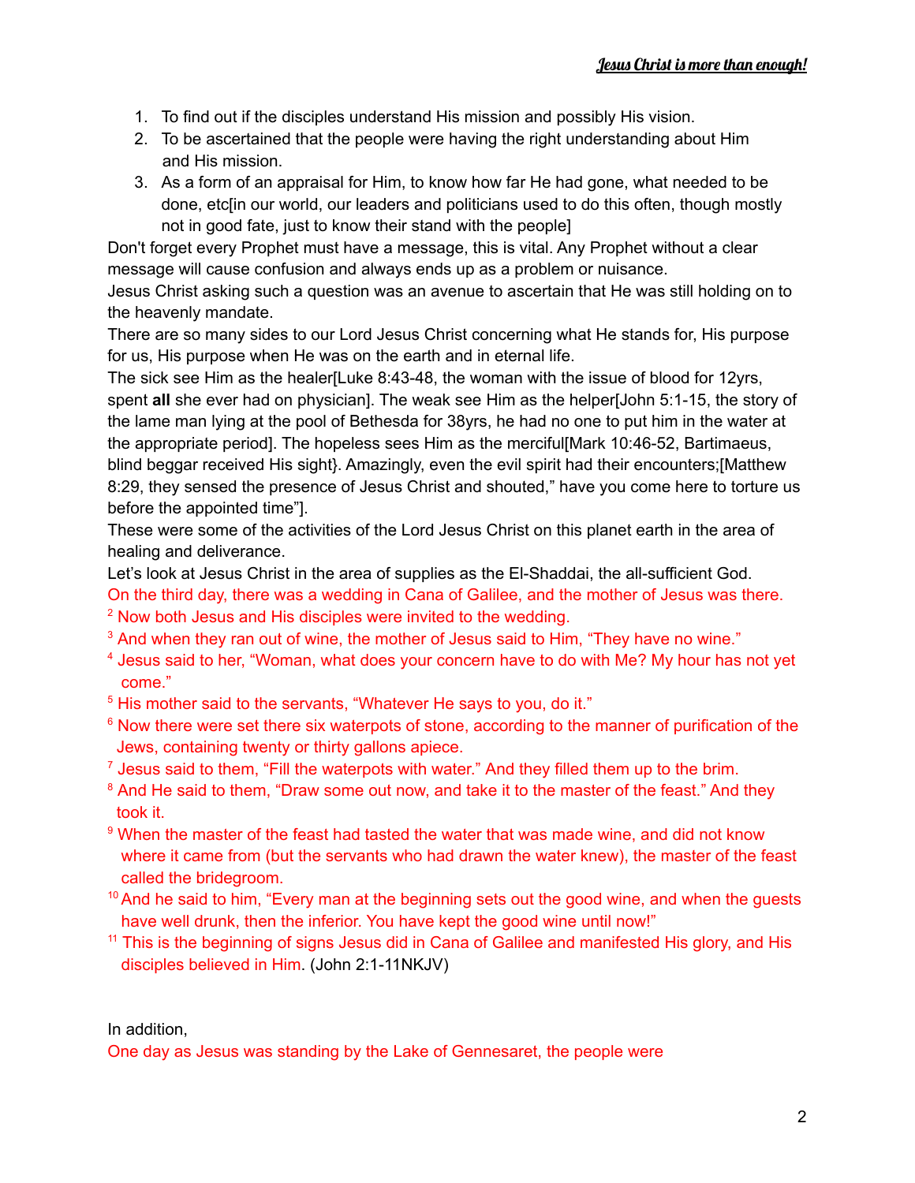1. To find out if the disciples understand His mission and possibly His vision.
2. To be ascertained that the people were having the right understanding about Him and His mission.
3. As a form of an appraisal for Him, to know how far He had gone, what needed to be done, etc[in our world, our leaders and politicians used to do this often, though mostly not in good fate, just to know their stand with the people]

Don't forget every Prophet must have a message, this is vital. Any Prophet without a clear message will cause confusion and always ends up as a problem or nuisance.

Jesus Christ asking such a question was an avenue to ascertain that He was still holding on to the heavenly mandate.

There are so many sides to our Lord Jesus Christ concerning what He stands for, His purpose for us, His purpose when He was on the earth and in eternal life.

The sick see Him as the healer[Luke 8:43-48, the woman with the issue of blood for 12yrs, spent **all** she ever had on physician]. The weak see Him as the helper[John 5:1-15, the story of the lame man lying at the pool of Bethesda for 38yrs, he had no one to put him in the water at the appropriate period]. The hopeless sees Him as the merciful[Mark 10:46-52, Bartimaeus, blind beggar received His sight}. Amazingly, even the evil spirit had their encounters;[Matthew 8:29, they sensed the presence of Jesus Christ and shouted," have you come here to torture us before the appointed time"].

These were some of the activities of the Lord Jesus Christ on this planet earth in the area of healing and deliverance.

Let's look at Jesus Christ in the area of supplies as the El-Shaddai, the all-sufficient God.

On the third day, there was a wedding in Cana of Galilee, and the mother of Jesus was there.
[2] Now both Jesus and His disciples were invited to the wedding.
[3] And when they ran out of wine, the mother of Jesus said to Him, "They have no wine."
[4] Jesus said to her, "Woman, what does your concern have to do with Me? My hour has not yet come."
[5] His mother said to the servants, "Whatever He says to you, do it."
[6] Now there were set there six waterpots of stone, according to the manner of purification of the Jews, containing twenty or thirty gallons apiece.
[7] Jesus said to them, "Fill the waterpots with water." And they filled them up to the brim.
[8] And He said to them, "Draw some out now, and take it to the master of the feast." And they took it.
[9] When the master of the feast had tasted the water that was made wine, and did not know where it came from (but the servants who had drawn the water knew), the master of the feast called the bridegroom.
[10] And he said to him, "Every man at the beginning sets out the good wine, and when the guests have well drunk, then the inferior. You have kept the good wine until now!"
[11] This is the beginning of signs Jesus did in Cana of Galilee and manifested His glory, and His disciples believed in Him. (John 2:1-11NKJV)

In addition,

One day as Jesus was standing by the Lake of Gennesaret, the people were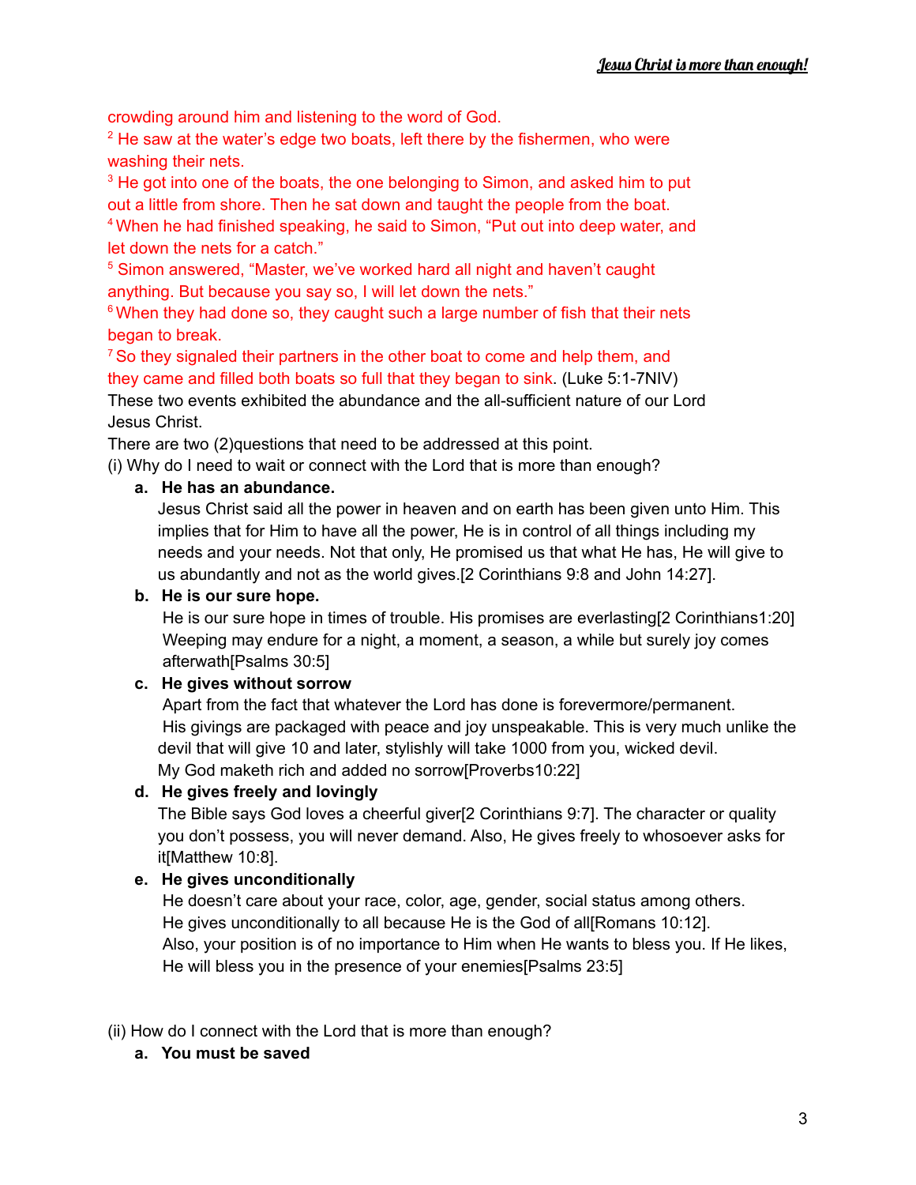crowding around him and listening to the word of God.
[2] He saw at the water's edge two boats, left there by the fishermen, who were washing their nets.
[3] He got into one of the boats, the one belonging to Simon, and asked him to put out a little from shore. Then he sat down and taught the people from the boat.
[4] When he had finished speaking, he said to Simon, "Put out into deep water, and let down the nets for a catch."
[5] Simon answered, "Master, we've worked hard all night and haven't caught anything. But because you say so, I will let down the nets."
[6] When they had done so, they caught such a large number of fish that their nets began to break.
[7] So they signaled their partners in the other boat to come and help them, and they came and filled both boats so full that they began to sink. (Luke 5:1-7NIV)
These two events exhibited the abundance and the all-sufficient nature of our Lord Jesus Christ.
There are two (2)questions that need to be addressed at this point.
(i) Why do I need to wait or connect with the Lord that is more than enough?

a. **He has an abundance.**
   Jesus Christ said all the power in heaven and on earth has been given unto Him. This implies that for Him to have all the power, He is in control of all things including my needs and your needs. Not that only, He promised us that what He has, He will give to us abundantly and not as the world gives.[2 Corinthians 9:8 and John 14:27].
b. **He is our sure hope.**
   He is our sure hope in times of trouble. His promises are everlasting[2 Corinthians1:20] Weeping may endure for a night, a moment, a season, a while but surely joy comes afterwath[Psalms 30:5]
c. **He gives without sorrow**
   Apart from the fact that whatever the Lord has done is forevermore/permanent. His givings are packaged with peace and joy unspeakable. This is very much unlike the devil that will give 10 and later, stylishly will take 1000 from you, wicked devil. My God maketh rich and added no sorrow[Proverbs10:22]
d. **He gives freely and lovingly**
   The Bible says God loves a cheerful giver[2 Corinthians 9:7]. The character or quality you don't possess, you will never demand. Also, He gives freely to whosoever asks for it[Matthew 10:8].
e. **He gives unconditionally**
   He doesn't care about your race, color, age, gender, social status among others. He gives unconditionally to all because He is the God of all[Romans 10:12]. Also, your position is of no importance to Him when He wants to bless you. If He likes, He will bless you in the presence of your enemies[Psalms 23:5]

(ii) How do I connect with the Lord that is more than enough?

a. **You must be saved**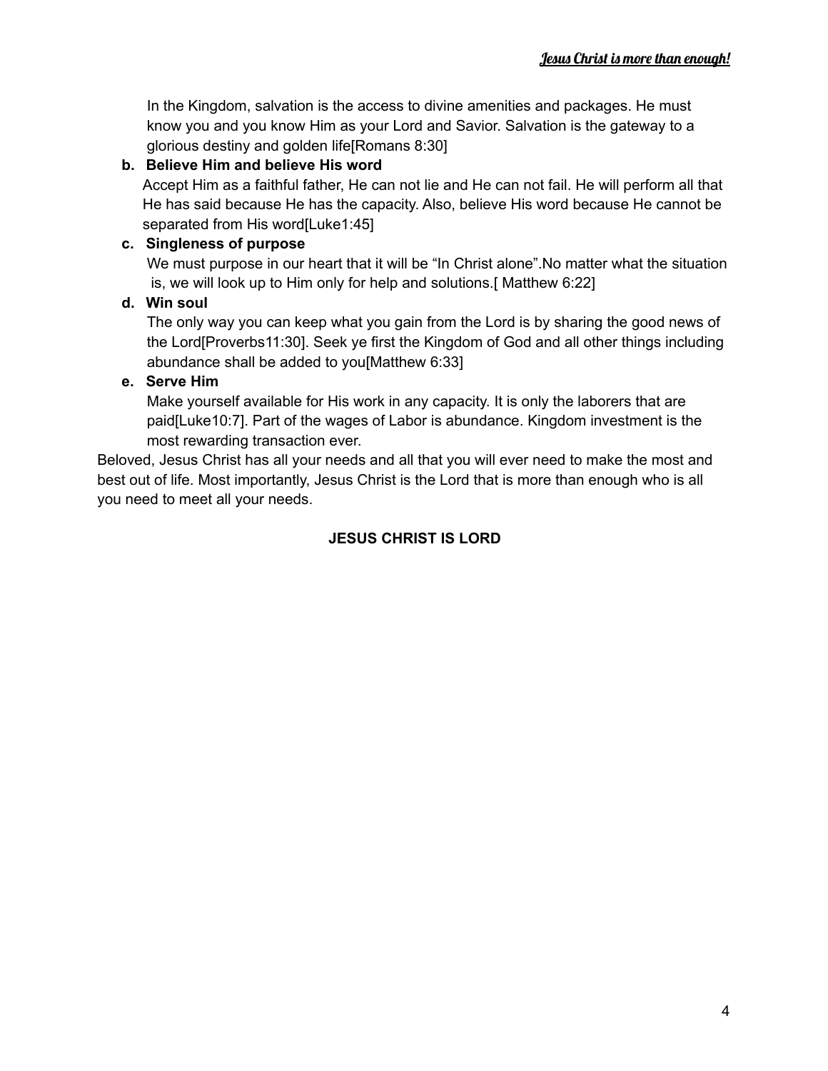In the Kingdom, salvation is the access to divine amenities and packages. He must know you and you know Him as your Lord and Savior. Salvation is the gateway to a glorious destiny and golden life[Romans 8:30]

b. **Believe Him and believe His word**

   Accept Him as a faithful father, He can not lie and He can not fail. He will perform all that He has said because He has the capacity. Also, believe His word because He cannot be separated from His word[Luke1:45]

c. **Singleness of purpose**

   We must purpose in our heart that it will be "In Christ alone".No matter what the situation is, we will look up to Him only for help and solutions.[ Matthew 6:22]

d. **Win soul**

   The only way you can keep what you gain from the Lord is by sharing the good news of the Lord[Proverbs11:30]. Seek ye first the Kingdom of God and all other things including abundance shall be added to you[Matthew 6:33]

e. **Serve Him**

   Make yourself available for His work in any capacity. It is only the laborers that are paid[Luke10:7]. Part of the wages of Labor is abundance. Kingdom investment is the most rewarding transaction ever.

Beloved, Jesus Christ has all your needs and all that you will ever need to make the most and best out of life. Most importantly, Jesus Christ is the Lord that is more than enough who is all you need to meet all your needs.

**JESUS CHRIST IS LORD**